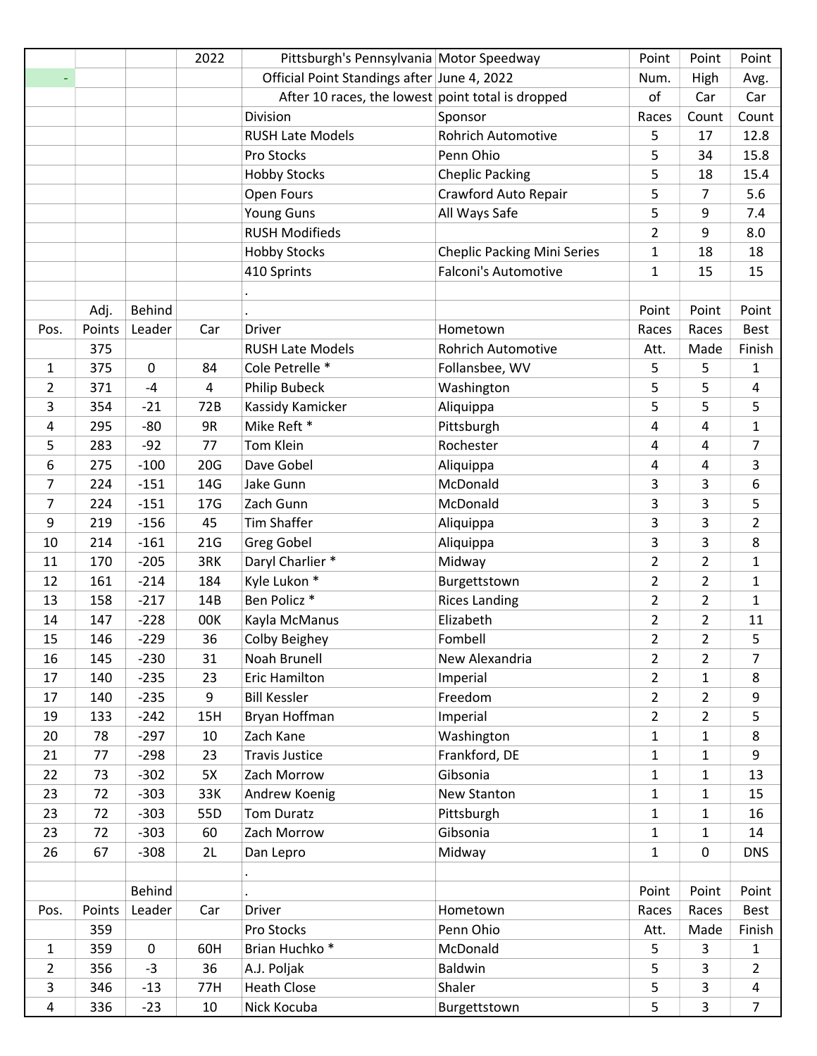| | | | 2022 | Pittsburgh's Pennsylvania | Motor Speedway | Point | Point | Point |
|---|---|---|---|---|---|---|---|---|
| - | | | | Official Point Standings after | June 4, 2022 | Num. | High | Avg. |
| | | | | After 10 races, the lowest | point total is dropped | of | Car | Car |
| | | | | Division | Sponsor | Races | Count | Count |
| | | | | RUSH Late Models | Rohrich Automotive | 5 | 17 | 12.8 |
| | | | | Pro Stocks | Penn Ohio | 5 | 34 | 15.8 |
| | | | | Hobby Stocks | Cheplic Packing | 5 | 18 | 15.4 |
| | | | | Open Fours | Crawford Auto Repair | 5 | 7 | 5.6 |
| | | | | Young Guns | All Ways Safe | 5 | 9 | 7.4 |
| | | | | RUSH Modifieds | | 2 | 9 | 8.0 |
| | | | | Hobby Stocks | Cheplic Packing Mini Series | 1 | 18 | 18 |
| | | | | 410 Sprints | Falconi's Automotive | 1 | 15 | 15 |
| | | | | . | | | | |

| | Adj. | Behind | | . | | Point | Point | Point |
|---|---|---|---|---|---|---|---|---|
| Pos. | Points | Leader | Car | Driver | Hometown | Races | Races | Best |
| | 375 | | | RUSH Late Models | Rohrich Automotive | Att. | Made | Finish |
| 1 | 375 | 0 | 84 | Cole Petrelle * | Follansbee, WV | 5 | 5 | 1 |
| 2 | 371 | -4 | 4 | Philip Bubeck | Washington | 5 | 5 | 4 |
| 3 | 354 | -21 | 72B | Kassidy Kamicker | Aliquippa | 5 | 5 | 5 |
| 4 | 295 | -80 | 9R | Mike Reft * | Pittsburgh | 4 | 4 | 1 |
| 5 | 283 | -92 | 77 | Tom Klein | Rochester | 4 | 4 | 7 |
| 6 | 275 | -100 | 20G | Dave Gobel | Aliquippa | 4 | 4 | 3 |
| 7 | 224 | -151 | 14G | Jake Gunn | McDonald | 3 | 3 | 6 |
| 7 | 224 | -151 | 17G | Zach Gunn | McDonald | 3 | 3 | 5 |
| 9 | 219 | -156 | 45 | Tim Shaffer | Aliquippa | 3 | 3 | 2 |
| 10 | 214 | -161 | 21G | Greg Gobel | Aliquippa | 3 | 3 | 8 |
| 11 | 170 | -205 | 3RK | Daryl Charlier * | Midway | 2 | 2 | 1 |
| 12 | 161 | -214 | 184 | Kyle Lukon * | Burgettstown | 2 | 2 | 1 |
| 13 | 158 | -217 | 14B | Ben Policz * | Rices Landing | 2 | 2 | 1 |
| 14 | 147 | -228 | 00K | Kayla McManus | Elizabeth | 2 | 2 | 11 |
| 15 | 146 | -229 | 36 | Colby Beighey | Fombell | 2 | 2 | 5 |
| 16 | 145 | -230 | 31 | Noah Brunell | New Alexandria | 2 | 2 | 7 |
| 17 | 140 | -235 | 23 | Eric Hamilton | Imperial | 2 | 1 | 8 |
| 17 | 140 | -235 | 9 | Bill Kessler | Freedom | 2 | 2 | 9 |
| 19 | 133 | -242 | 15H | Bryan Hoffman | Imperial | 2 | 2 | 5 |
| 20 | 78 | -297 | 10 | Zach Kane | Washington | 1 | 1 | 8 |
| 21 | 77 | -298 | 23 | Travis Justice | Frankford, DE | 1 | 1 | 9 |
| 22 | 73 | -302 | 5X | Zach Morrow | Gibsonia | 1 | 1 | 13 |
| 23 | 72 | -303 | 33K | Andrew Koenig | New Stanton | 1 | 1 | 15 |
| 23 | 72 | -303 | 55D | Tom Duratz | Pittsburgh | 1 | 1 | 16 |
| 23 | 72 | -303 | 60 | Zach Morrow | Gibsonia | 1 | 1 | 14 |
| 26 | 67 | -308 | 2L | Dan Lepro | Midway | 1 | 0 | DNS |
| | | | | . | | | | |

| | | Behind | | . | | Point | Point | Point |
|---|---|---|---|---|---|---|---|---|
| Pos. | Points | Leader | Car | Driver | Hometown | Races | Races | Best |
| | 359 | | | Pro Stocks | Penn Ohio | Att. | Made | Finish |
| 1 | 359 | 0 | 60H | Brian Huchko * | McDonald | 5 | 3 | 1 |
| 2 | 356 | -3 | 36 | A.J. Poljak | Baldwin | 5 | 3 | 2 |
| 3 | 346 | -13 | 77H | Heath Close | Shaler | 5 | 3 | 4 |
| 4 | 336 | -23 | 10 | Nick Kocuba | Burgettstown | 5 | 3 | 7 |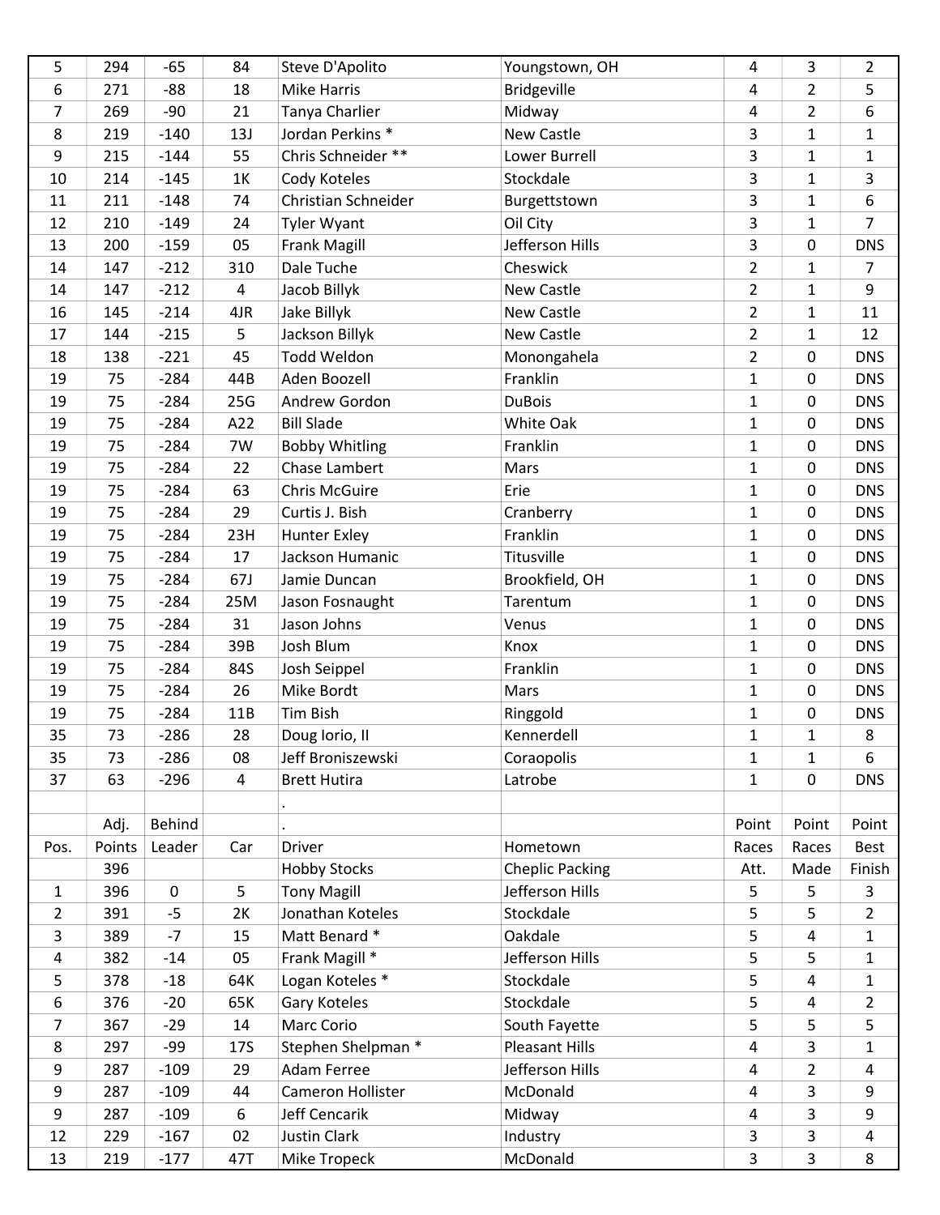| | | | | | | | | |
|---|---|---|---|---|---|---|---|---|
| 5 | 294 | -65 | 84 | Steve D'Apolito | Youngstown, OH | 4 | 3 | 2 |
| 6 | 271 | -88 | 18 | Mike Harris | Bridgeville | 4 | 2 | 5 |
| 7 | 269 | -90 | 21 | Tanya Charlier | Midway | 4 | 2 | 6 |
| 8 | 219 | -140 | 13J | Jordan Perkins * | New Castle | 3 | 1 | 1 |
| 9 | 215 | -144 | 55 | Chris Schneider ** | Lower Burrell | 3 | 1 | 1 |
| 10 | 214 | -145 | 1K | Cody Koteles | Stockdale | 3 | 1 | 3 |
| 11 | 211 | -148 | 74 | Christian Schneider | Burgettstown | 3 | 1 | 6 |
| 12 | 210 | -149 | 24 | Tyler Wyant | Oil City | 3 | 1 | 7 |
| 13 | 200 | -159 | 05 | Frank Magill | Jefferson Hills | 3 | 0 | DNS |
| 14 | 147 | -212 | 310 | Dale Tuche | Cheswick | 2 | 1 | 7 |
| 14 | 147 | -212 | 4 | Jacob Billyk | New Castle | 2 | 1 | 9 |
| 16 | 145 | -214 | 4JR | Jake Billyk | New Castle | 2 | 1 | 11 |
| 17 | 144 | -215 | 5 | Jackson Billyk | New Castle | 2 | 1 | 12 |
| 18 | 138 | -221 | 45 | Todd Weldon | Monongahela | 2 | 0 | DNS |
| 19 | 75 | -284 | 44B | Aden Boozell | Franklin | 1 | 0 | DNS |
| 19 | 75 | -284 | 25G | Andrew Gordon | DuBois | 1 | 0 | DNS |
| 19 | 75 | -284 | A22 | Bill Slade | White Oak | 1 | 0 | DNS |
| 19 | 75 | -284 | 7W | Bobby Whitling | Franklin | 1 | 0 | DNS |
| 19 | 75 | -284 | 22 | Chase Lambert | Mars | 1 | 0 | DNS |
| 19 | 75 | -284 | 63 | Chris McGuire | Erie | 1 | 0 | DNS |
| 19 | 75 | -284 | 29 | Curtis J. Bish | Cranberry | 1 | 0 | DNS |
| 19 | 75 | -284 | 23H | Hunter Exley | Franklin | 1 | 0 | DNS |
| 19 | 75 | -284 | 17 | Jackson Humanic | Titusville | 1 | 0 | DNS |
| 19 | 75 | -284 | 67J | Jamie Duncan | Brookfield, OH | 1 | 0 | DNS |
| 19 | 75 | -284 | 25M | Jason Fosnaught | Tarentum | 1 | 0 | DNS |
| 19 | 75 | -284 | 31 | Jason Johns | Venus | 1 | 0 | DNS |
| 19 | 75 | -284 | 39B | Josh Blum | Knox | 1 | 0 | DNS |
| 19 | 75 | -284 | 84S | Josh Seippel | Franklin | 1 | 0 | DNS |
| 19 | 75 | -284 | 26 | Mike Bordt | Mars | 1 | 0 | DNS |
| 19 | 75 | -284 | 11B | Tim Bish | Ringgold | 1 | 0 | DNS |
| 35 | 73 | -286 | 28 | Doug Iorio, II | Kennerdell | 1 | 1 | 8 |
| 35 | 73 | -286 | 08 | Jeff Broniszewski | Coraopolis | 1 | 1 | 6 |
| 37 | 63 | -296 | 4 | Brett Hutira | Latrobe | 1 | 0 | DNS |
| | | | | . | | | | |

| | Adj. | Behind | | . | | Point | Point | Point |
|---|---|---|---|---|---|---|---|---|
| Pos. | Points | Leader | Car | Driver | Hometown | Races | Races | Best |
| | 396 | | | Hobby Stocks | Cheplic Packing | Att. | Made | Finish |
| 1 | 396 | 0 | 5 | Tony Magill | Jefferson Hills | 5 | 5 | 3 |
| 2 | 391 | -5 | 2K | Jonathan Koteles | Stockdale | 5 | 5 | 2 |
| 3 | 389 | -7 | 15 | Matt Benard * | Oakdale | 5 | 4 | 1 |
| 4 | 382 | -14 | 05 | Frank Magill * | Jefferson Hills | 5 | 5 | 1 |
| 5 | 378 | -18 | 64K | Logan Koteles * | Stockdale | 5 | 4 | 1 |
| 6 | 376 | -20 | 65K | Gary Koteles | Stockdale | 5 | 4 | 2 |
| 7 | 367 | -29 | 14 | Marc Corio | South Fayette | 5 | 5 | 5 |
| 8 | 297 | -99 | 17S | Stephen Shelpman * | Pleasant Hills | 4 | 3 | 1 |
| 9 | 287 | -109 | 29 | Adam Ferree | Jefferson Hills | 4 | 2 | 4 |
| 9 | 287 | -109 | 44 | Cameron Hollister | McDonald | 4 | 3 | 9 |
| 9 | 287 | -109 | 6 | Jeff Cencarik | Midway | 4 | 3 | 9 |
| 12 | 229 | -167 | 02 | Justin Clark | Industry | 3 | 3 | 4 |
| 13 | 219 | -177 | 47T | Mike Tropeck | McDonald | 3 | 3 | 8 |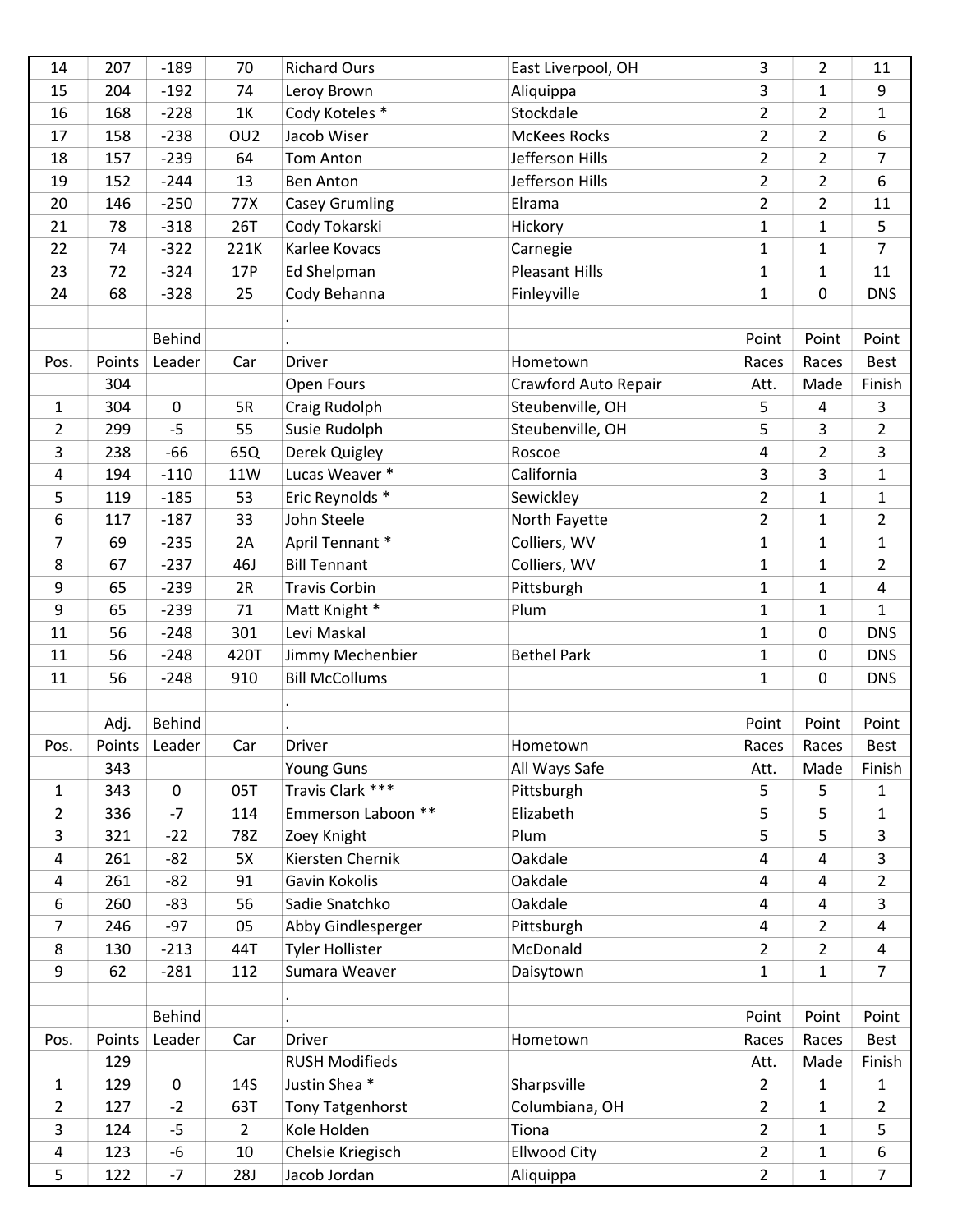| 14 | 207 | -189 | 70 | Richard Ours | East Liverpool, OH | 3 | 2 | 11 |
|---|---|---|---|---|---|---|---|---|
| 15 | 204 | -192 | 74 | Leroy Brown | Aliquippa | 3 | 1 | 9 |
| 16 | 168 | -228 | 1K | Cody Koteles * | Stockdale | 2 | 2 | 1 |
| 17 | 158 | -238 | OU2 | Jacob Wiser | McKees Rocks | 2 | 2 | 6 |
| 18 | 157 | -239 | 64 | Tom Anton | Jefferson Hills | 2 | 2 | 7 |
| 19 | 152 | -244 | 13 | Ben Anton | Jefferson Hills | 2 | 2 | 6 |
| 20 | 146 | -250 | 77X | Casey Grumling | Elrama | 2 | 2 | 11 |
| 21 | 78 | -318 | 26T | Cody Tokarski | Hickory | 1 | 1 | 5 |
| 22 | 74 | -322 | 221K | Karlee Kovacs | Carnegie | 1 | 1 | 7 |
| 23 | 72 | -324 | 17P | Ed Shelpman | Pleasant Hills | 1 | 1 | 11 |
| 24 | 68 | -328 | 25 | Cody Behanna | Finleyville | 1 | 0 | DNS |

| Pos. | Points | Behind Leader | Car | Driver | Hometown | Point Races Att. | Point Races Made | Point Best Finish |
|---|---|---|---|---|---|---|---|---|
| | 304 | | | Open Fours | Crawford Auto Repair | | | |
| 1 | 304 | 0 | 5R | Craig Rudolph | Steubenville, OH | 5 | 4 | 3 |
| 2 | 299 | -5 | 55 | Susie Rudolph | Steubenville, OH | 5 | 3 | 2 |
| 3 | 238 | -66 | 65Q | Derek Quigley | Roscoe | 4 | 2 | 3 |
| 4 | 194 | -110 | 11W | Lucas Weaver * | California | 3 | 3 | 1 |
| 5 | 119 | -185 | 53 | Eric Reynolds * | Sewickley | 2 | 1 | 1 |
| 6 | 117 | -187 | 33 | John Steele | North Fayette | 2 | 1 | 2 |
| 7 | 69 | -235 | 2A | April Tennant * | Colliers, WV | 1 | 1 | 1 |
| 8 | 67 | -237 | 46J | Bill Tennant | Colliers, WV | 1 | 1 | 2 |
| 9 | 65 | -239 | 2R | Travis Corbin | Pittsburgh | 1 | 1 | 4 |
| 9 | 65 | -239 | 71 | Matt Knight * | Plum | 1 | 1 | 1 |
| 11 | 56 | -248 | 301 | Levi Maskal | | 1 | 0 | DNS |
| 11 | 56 | -248 | 420T | Jimmy Mechenbier | Bethel Park | 1 | 0 | DNS |
| 11 | 56 | -248 | 910 | Bill McCollums | | 1 | 0 | DNS |

| Pos. | Adj. Points | Behind Leader | Car | Driver | Hometown | Point Races Att. | Point Races Made | Point Best Finish |
|---|---|---|---|---|---|---|---|---|
| | 343 | | | Young Guns | All Ways Safe | | | |
| 1 | 343 | 0 | 05T | Travis Clark *** | Pittsburgh | 5 | 5 | 1 |
| 2 | 336 | -7 | 114 | Emmerson Laboon ** | Elizabeth | 5 | 5 | 1 |
| 3 | 321 | -22 | 78Z | Zoey Knight | Plum | 5 | 5 | 3 |
| 4 | 261 | -82 | 5X | Kiersten Chernik | Oakdale | 4 | 4 | 3 |
| 4 | 261 | -82 | 91 | Gavin Kokolis | Oakdale | 4 | 4 | 2 |
| 6 | 260 | -83 | 56 | Sadie Snatchko | Oakdale | 4 | 4 | 3 |
| 7 | 246 | -97 | 05 | Abby Gindlesperger | Pittsburgh | 4 | 2 | 4 |
| 8 | 130 | -213 | 44T | Tyler Hollister | McDonald | 2 | 2 | 4 |
| 9 | 62 | -281 | 112 | Sumara Weaver | Daisytown | 1 | 1 | 7 |

| Pos. | Points | Behind Leader | Car | Driver | Hometown | Point Races Att. | Point Races Made | Point Best Finish |
|---|---|---|---|---|---|---|---|---|
| | 129 | | | RUSH Modifieds | | | | |
| 1 | 129 | 0 | 14S | Justin Shea * | Sharpsville | 2 | 1 | 1 |
| 2 | 127 | -2 | 63T | Tony Tatgenhorst | Columbiana, OH | 2 | 1 | 2 |
| 3 | 124 | -5 | 2 | Kole Holden | Tiona | 2 | 1 | 5 |
| 4 | 123 | -6 | 10 | Chelsie Kriegisch | Ellwood City | 2 | 1 | 6 |
| 5 | 122 | -7 | 28J | Jacob Jordan | Aliquippa | 2 | 1 | 7 |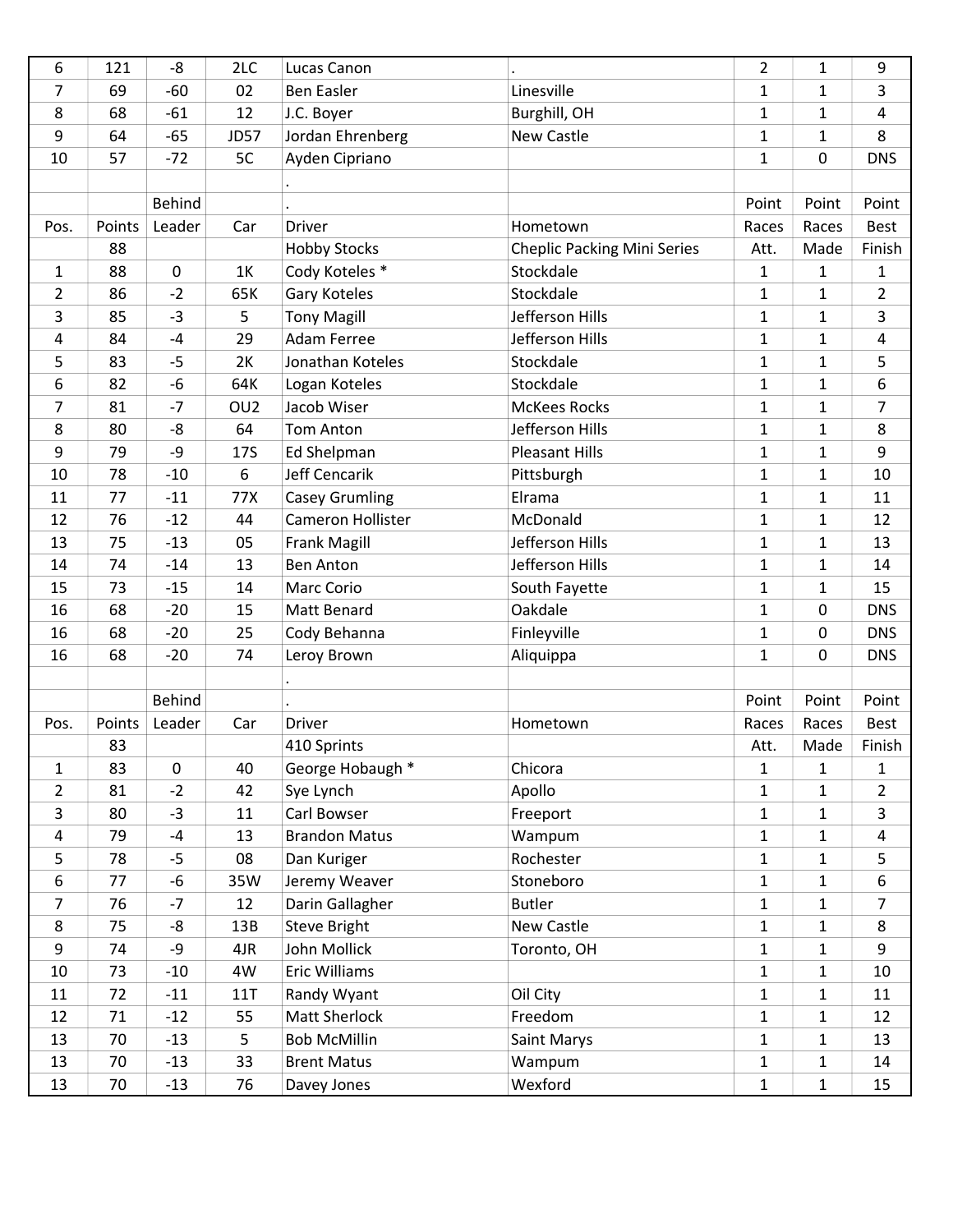| | | | | | | | | |
|---|---|---|---|---|---|---|---|---|
| 6 | 121 | -8 | 2LC | Lucas Canon | . | 2 | 1 | 9 |
| 7 | 69 | -60 | 02 | Ben Easler | Linesville | 1 | 1 | 3 |
| 8 | 68 | -61 | 12 | J.C. Boyer | Burghill, OH | 1 | 1 | 4 |
| 9 | 64 | -65 | JD57 | Jordan Ehrenberg | New Castle | 1 | 1 | 8 |
| 10 | 57 | -72 | 5C | Ayden Cipriano | | 1 | 0 | DNS |
| | | | | . | | | | |
| | | Behind | | . | | Point | Point | Point |
| Pos. | Points | Leader | Car | Driver | Hometown | Races | Races | Best |
| | 88 | | | Hobby Stocks | Cheplic Packing Mini Series | Att. | Made | Finish |
| 1 | 88 | 0 | 1K | Cody Koteles * | Stockdale | 1 | 1 | 1 |
| 2 | 86 | -2 | 65K | Gary Koteles | Stockdale | 1 | 1 | 2 |
| 3 | 85 | -3 | 5 | Tony Magill | Jefferson Hills | 1 | 1 | 3 |
| 4 | 84 | -4 | 29 | Adam Ferree | Jefferson Hills | 1 | 1 | 4 |
| 5 | 83 | -5 | 2K | Jonathan Koteles | Stockdale | 1 | 1 | 5 |
| 6 | 82 | -6 | 64K | Logan Koteles | Stockdale | 1 | 1 | 6 |
| 7 | 81 | -7 | OU2 | Jacob Wiser | McKees Rocks | 1 | 1 | 7 |
| 8 | 80 | -8 | 64 | Tom Anton | Jefferson Hills | 1 | 1 | 8 |
| 9 | 79 | -9 | 17S | Ed Shelpman | Pleasant Hills | 1 | 1 | 9 |
| 10 | 78 | -10 | 6 | Jeff Cencarik | Pittsburgh | 1 | 1 | 10 |
| 11 | 77 | -11 | 77X | Casey Grumling | Elrama | 1 | 1 | 11 |
| 12 | 76 | -12 | 44 | Cameron Hollister | McDonald | 1 | 1 | 12 |
| 13 | 75 | -13 | 05 | Frank Magill | Jefferson Hills | 1 | 1 | 13 |
| 14 | 74 | -14 | 13 | Ben Anton | Jefferson Hills | 1 | 1 | 14 |
| 15 | 73 | -15 | 14 | Marc Corio | South Fayette | 1 | 1 | 15 |
| 16 | 68 | -20 | 15 | Matt Benard | Oakdale | 1 | 0 | DNS |
| 16 | 68 | -20 | 25 | Cody Behanna | Finleyville | 1 | 0 | DNS |
| 16 | 68 | -20 | 74 | Leroy Brown | Aliquippa | 1 | 0 | DNS |
| | | | | . | | | | |
| | | Behind | | . | | Point | Point | Point |
| Pos. | Points | Leader | Car | Driver | Hometown | Races | Races | Best |
| | 83 | | | 410 Sprints | | Att. | Made | Finish |
| 1 | 83 | 0 | 40 | George Hobaugh * | Chicora | 1 | 1 | 1 |
| 2 | 81 | -2 | 42 | Sye Lynch | Apollo | 1 | 1 | 2 |
| 3 | 80 | -3 | 11 | Carl Bowser | Freeport | 1 | 1 | 3 |
| 4 | 79 | -4 | 13 | Brandon Matus | Wampum | 1 | 1 | 4 |
| 5 | 78 | -5 | 08 | Dan Kuriger | Rochester | 1 | 1 | 5 |
| 6 | 77 | -6 | 35W | Jeremy Weaver | Stoneboro | 1 | 1 | 6 |
| 7 | 76 | -7 | 12 | Darin Gallagher | Butler | 1 | 1 | 7 |
| 8 | 75 | -8 | 13B | Steve Bright | New Castle | 1 | 1 | 8 |
| 9 | 74 | -9 | 4JR | John Mollick | Toronto, OH | 1 | 1 | 9 |
| 10 | 73 | -10 | 4W | Eric Williams | | 1 | 1 | 10 |
| 11 | 72 | -11 | 11T | Randy Wyant | Oil City | 1 | 1 | 11 |
| 12 | 71 | -12 | 55 | Matt Sherlock | Freedom | 1 | 1 | 12 |
| 13 | 70 | -13 | 5 | Bob McMillin | Saint Marys | 1 | 1 | 13 |
| 13 | 70 | -13 | 33 | Brent Matus | Wampum | 1 | 1 | 14 |
| 13 | 70 | -13 | 76 | Davey Jones | Wexford | 1 | 1 | 15 |